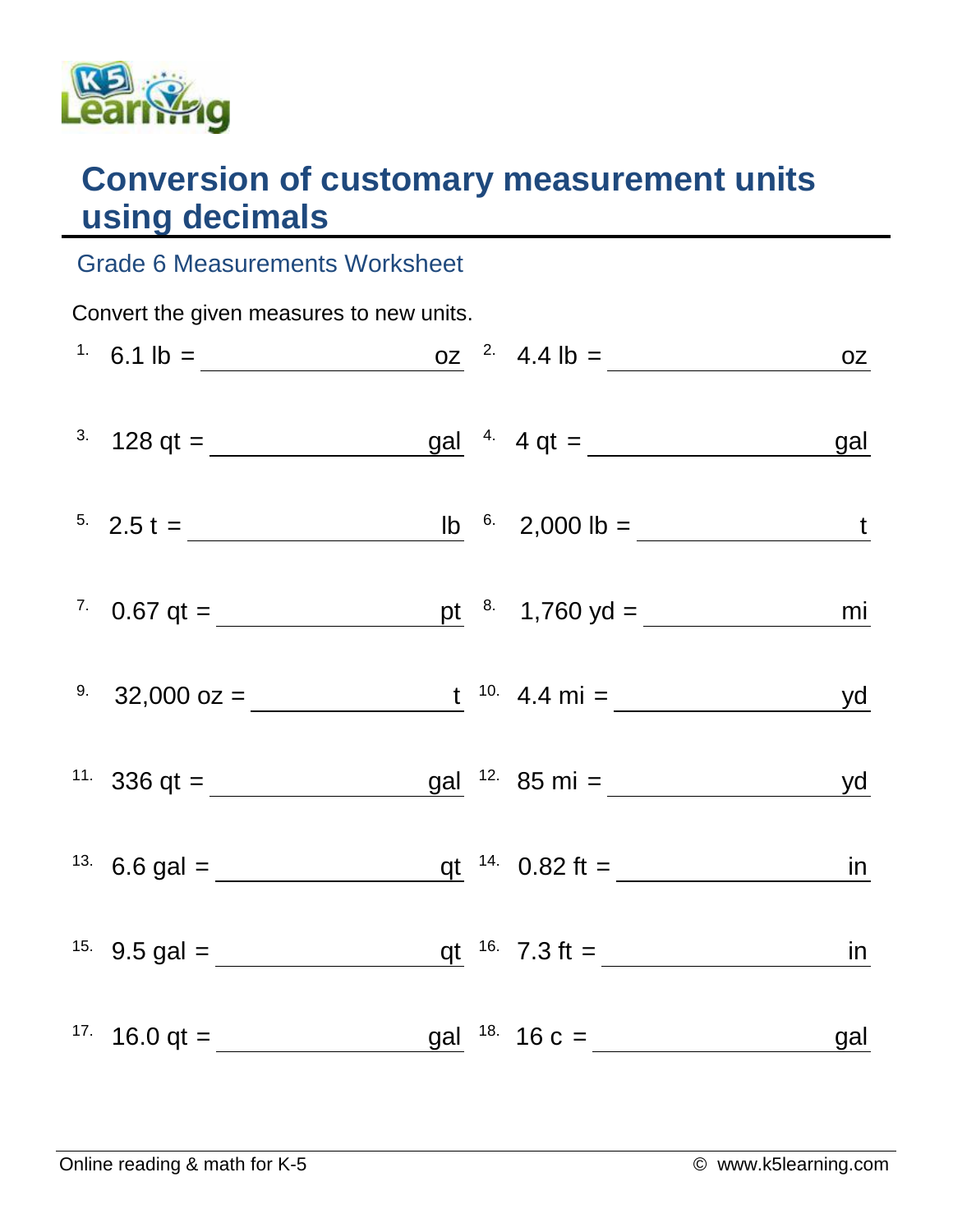# Conversion of customary measurement units using decimals

## Grade 6 Measurements Worksheet

Convert the given measures to new units.

1. 6.1 lb = ________________ oz
2. 4.4 lb = ________________ oz
3. 128 qt = ________________ gal
4. 4 qt = ________________ gal
5. 2.5 t = ________________ lb
6. 2,000 lb = ________________ t
7. 0.67 qt = ________________ pt
8. 1,760 yd = ________________ mi
9. 32,000 oz = ________________ t
10. 4.4 mi = ________________ yd
11. 336 qt = ________________ gal
12. 85 mi = ________________ yd
13. 6.6 gal = ________________ qt
14. 0.82 ft = ________________ in
15. 9.5 gal = ________________ qt
16. 7.3 ft = ________________ in
17. 16.0 qt = ________________ gal
18. 16 c = ________________ gal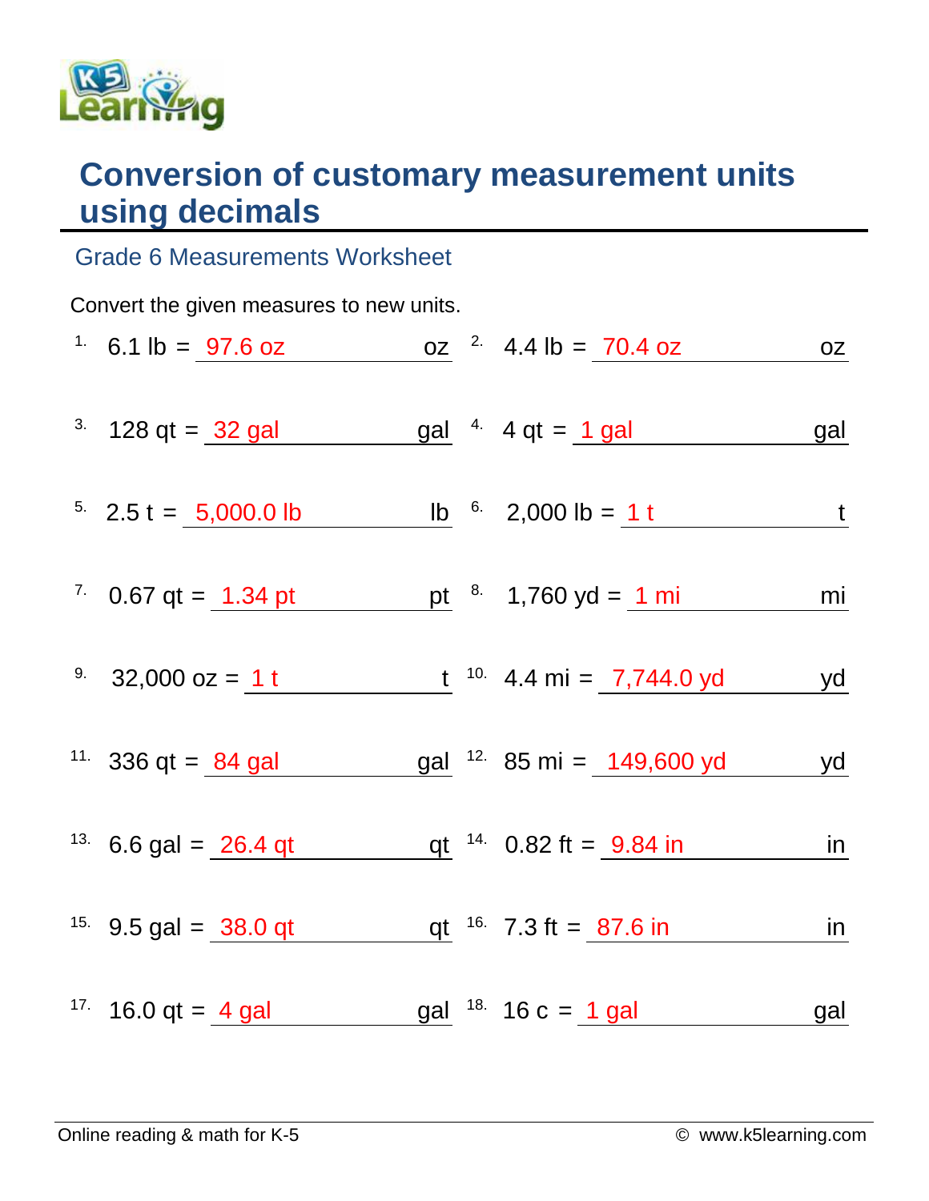# Conversion of customary measurement units using decimals

## Grade 6 Measurements Worksheet

Convert the given measures to new units.

1. 6.1 lb = 97.6 oz oz
2. 4.4 lb = 70.4 oz oz
3. 128 qt = 32 gal gal
4. 4 qt = 1 gal gal
5. 2.5 t = 5,000.0 lb lb
6. 2,000 lb = 1 t t
7. 0.67 qt = 1.34 pt pt
8. 1,760 yd = 1 mi mi
9. 32,000 oz = 1 t t
10. 4.4 mi = 7,744.0 yd yd
11. 336 qt = 84 gal gal
12. 85 mi = 149,600 yd yd
13. 6.6 gal = 26.4 qt qt
14. 0.82 ft = 9.84 in in
15. 9.5 gal = 38.0 qt qt
16. 7.3 ft = 87.6 in in
17. 16.0 qt = 4 gal gal
18. 16 c = 1 gal gal